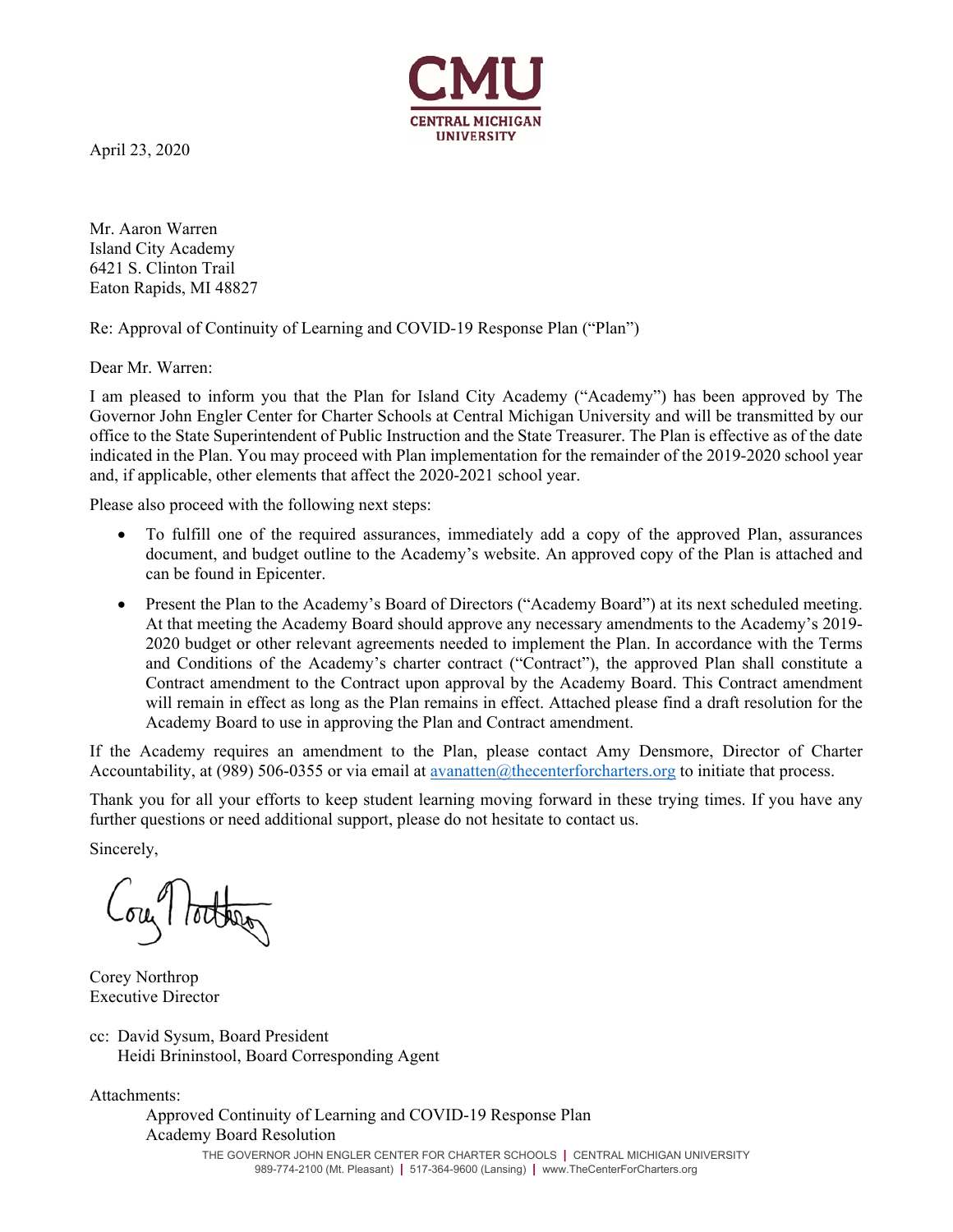CMU
CENTRAL MICHIGAN UNIVERSITY

April 23, 2020

Mr. Aaron Warren
Island City Academy
6421 S. Clinton Trail
Eaton Rapids, MI 48827

Re: Approval of Continuity of Learning and COVID-19 Response Plan ("Plan")

Dear Mr. Warren:

I am pleased to inform you that the Plan for Island City Academy ("Academy") has been approved by The Governor John Engler Center for Charter Schools at Central Michigan University and will be transmitted by our office to the State Superintendent of Public Instruction and the State Treasurer. The Plan is effective as of the date indicated in the Plan. You may proceed with Plan implementation for the remainder of the 2019-2020 school year and, if applicable, other elements that affect the 2020-2021 school year.

Please also proceed with the following next steps:

- To fulfill one of the required assurances, immediately add a copy of the approved Plan, assurances document, and budget outline to the Academy's website. An approved copy of the Plan is attached and can be found in Epicenter.
- Present the Plan to the Academy's Board of Directors ("Academy Board") at its next scheduled meeting. At that meeting the Academy Board should approve any necessary amendments to the Academy's 2019-2020 budget or other relevant agreements needed to implement the Plan. In accordance with the Terms and Conditions of the Academy's charter contract ("Contract"), the approved Plan shall constitute a Contract amendment to the Contract upon approval by the Academy Board. This Contract amendment will remain in effect as long as the Plan remains in effect. Attached please find a draft resolution for the Academy Board to use in approving the Plan and Contract amendment.

If the Academy requires an amendment to the Plan, please contact Amy Densmore, Director of Charter Accountability, at (989) 506-0355 or via email at avanatten@thecenterforcharters.org to initiate that process.

Thank you for all your efforts to keep student learning moving forward in these trying times. If you have any further questions or need additional support, please do not hesitate to contact us.

Sincerely,

Corey Northrop
Executive Director

cc: David Sysum, Board President
Heidi Brininstool, Board Corresponding Agent

Attachments:
Approved Continuity of Learning and COVID-19 Response Plan
Academy Board Resolution

THE GOVERNOR JOHN ENGLER CENTER FOR CHARTER SCHOOLS | CENTRAL MICHIGAN UNIVERSITY
989-774-2100 (Mt. Pleasant) | 517-364-9600 (Lansing) | www.TheCenterForCharters.org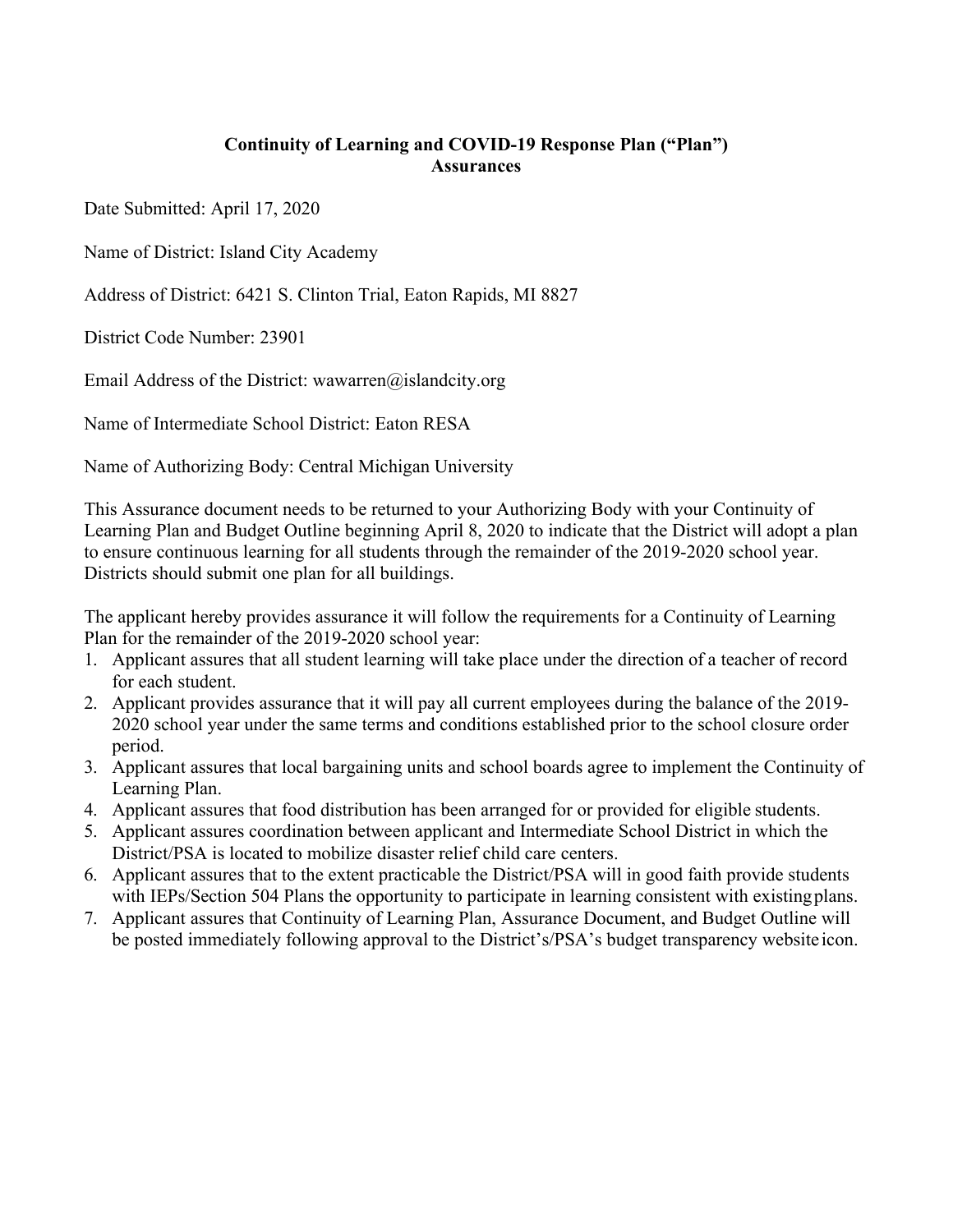**Continuity of Learning and COVID-19 Response Plan ("Plan")**
**Assurances**

Date Submitted: April 17, 2020

Name of District: Island City Academy

Address of District: 6421 S. Clinton Trial, Eaton Rapids, MI 8827

District Code Number: 23901

Email Address of the District: wawarren@islandcity.org

Name of Intermediate School District: Eaton RESA

Name of Authorizing Body: Central Michigan University

This Assurance document needs to be returned to your Authorizing Body with your Continuity of Learning Plan and Budget Outline beginning April 8, 2020 to indicate that the District will adopt a plan to ensure continuous learning for all students through the remainder of the 2019-2020 school year. Districts should submit one plan for all buildings.

The applicant hereby provides assurance it will follow the requirements for a Continuity of Learning Plan for the remainder of the 2019-2020 school year:

1. Applicant assures that all student learning will take place under the direction of a teacher of record for each student.
2. Applicant provides assurance that it will pay all current employees during the balance of the 2019-2020 school year under the same terms and conditions established prior to the school closure order period.
3. Applicant assures that local bargaining units and school boards agree to implement the Continuity of Learning Plan.
4. Applicant assures that food distribution has been arranged for or provided for eligible students.
5. Applicant assures coordination between applicant and Intermediate School District in which the District/PSA is located to mobilize disaster relief child care centers.
6. Applicant assures that to the extent practicable the District/PSA will in good faith provide students with IEPs/Section 504 Plans the opportunity to participate in learning consistent with existing plans.
7. Applicant assures that Continuity of Learning Plan, Assurance Document, and Budget Outline will be posted immediately following approval to the District's/PSA's budget transparency website icon.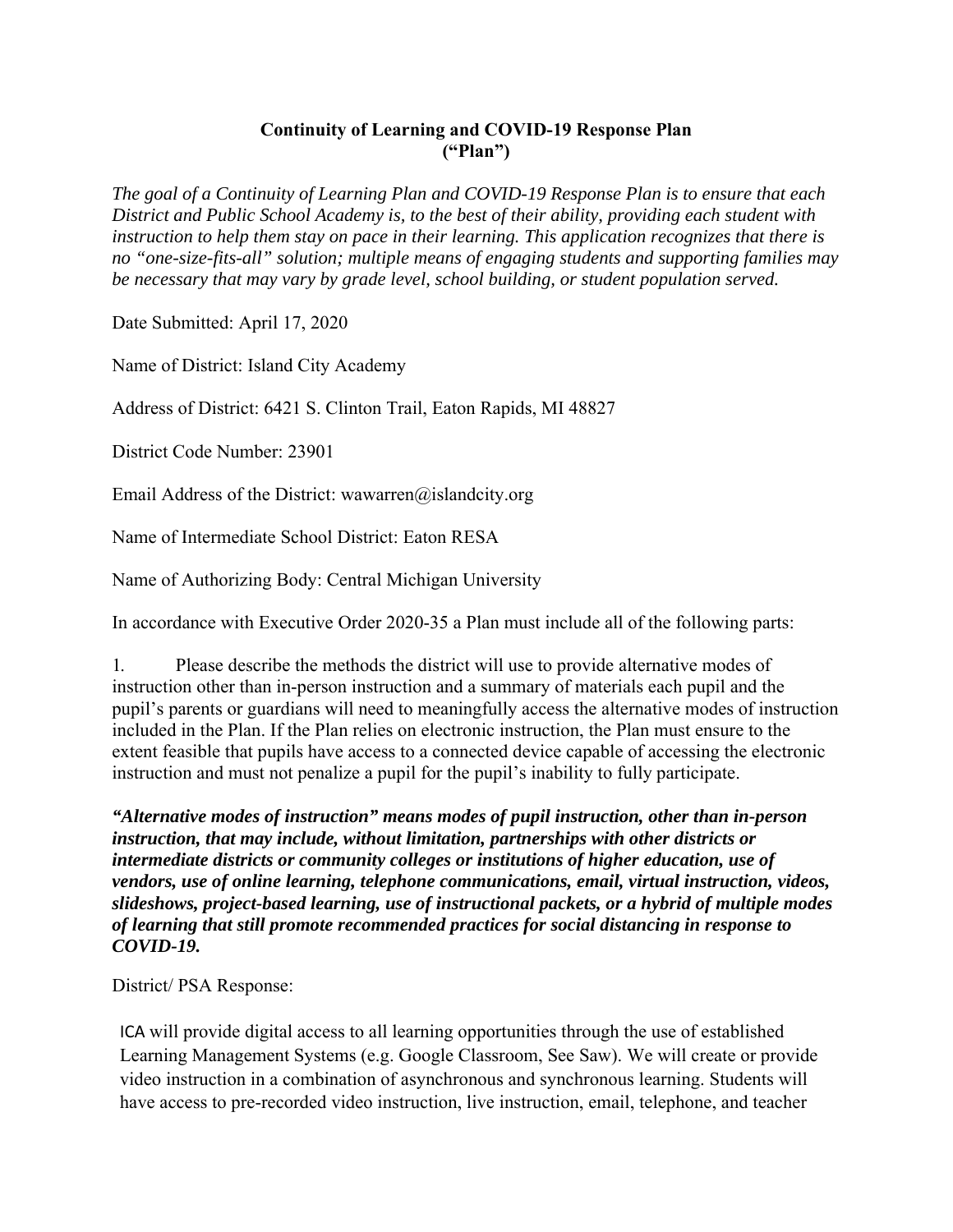**Continuity of Learning and COVID-19 Response Plan**
**("Plan")**

*The goal of a Continuity of Learning Plan and COVID-19 Response Plan is to ensure that each District and Public School Academy is, to the best of their ability, providing each student with instruction to help them stay on pace in their learning. This application recognizes that there is no "one-size-fits-all" solution; multiple means of engaging students and supporting families may be necessary that may vary by grade level, school building, or student population served.*

Date Submitted: April 17, 2020

Name of District: Island City Academy

Address of District: 6421 S. Clinton Trail, Eaton Rapids, MI 48827

District Code Number: 23901

Email Address of the District: wawarren@islandcity.org

Name of Intermediate School District: Eaton RESA

Name of Authorizing Body: Central Michigan University

In accordance with Executive Order 2020-35 a Plan must include all of the following parts:

1. Please describe the methods the district will use to provide alternative modes of instruction other than in-person instruction and a summary of materials each pupil and the pupil's parents or guardians will need to meaningfully access the alternative modes of instruction included in the Plan. If the Plan relies on electronic instruction, the Plan must ensure to the extent feasible that pupils have access to a connected device capable of accessing the electronic instruction and must not penalize a pupil for the pupil's inability to fully participate.

***"Alternative modes of instruction" means modes of pupil instruction, other than in-person instruction, that may include, without limitation, partnerships with other districts or intermediate districts or community colleges or institutions of higher education, use of vendors, use of online learning, telephone communications, email, virtual instruction, videos, slideshows, project-based learning, use of instructional packets, or a hybrid of multiple modes of learning that still promote recommended practices for social distancing in response to COVID-19.***

District/ PSA Response:

ICA will provide digital access to all learning opportunities through the use of established Learning Management Systems (e.g. Google Classroom, See Saw). We will create or provide video instruction in a combination of asynchronous and synchronous learning. Students will have access to pre-recorded video instruction, live instruction, email, telephone, and teacher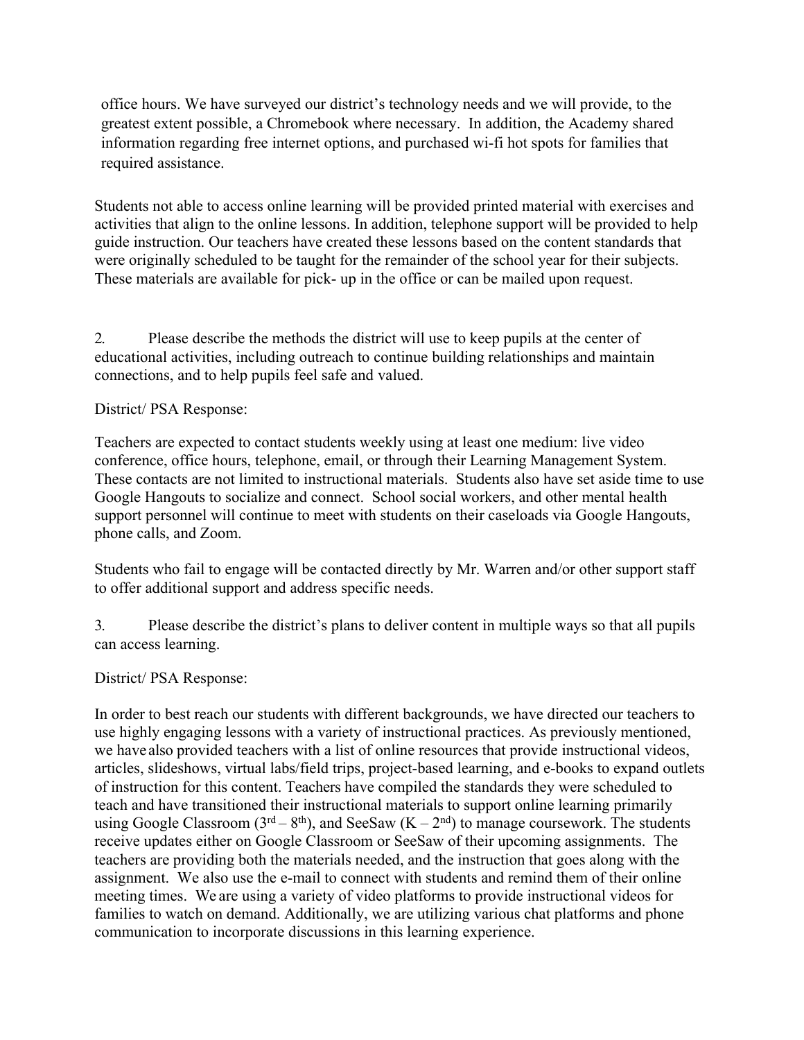office hours. We have surveyed our district's technology needs and we will provide, to the greatest extent possible, a Chromebook where necessary. In addition, the Academy shared information regarding free internet options, and purchased wi-fi hot spots for families that required assistance.

Students not able to access online learning will be provided printed material with exercises and activities that align to the online lessons. In addition, telephone support will be provided to help guide instruction. Our teachers have created these lessons based on the content standards that were originally scheduled to be taught for the remainder of the school year for their subjects. These materials are available for pick- up in the office or can be mailed upon request.

2. Please describe the methods the district will use to keep pupils at the center of educational activities, including outreach to continue building relationships and maintain connections, and to help pupils feel safe and valued.

District/ PSA Response:

Teachers are expected to contact students weekly using at least one medium: live video conference, office hours, telephone, email, or through their Learning Management System. These contacts are not limited to instructional materials. Students also have set aside time to use Google Hangouts to socialize and connect. School social workers, and other mental health support personnel will continue to meet with students on their caseloads via Google Hangouts, phone calls, and Zoom.

Students who fail to engage will be contacted directly by Mr. Warren and/or other support staff to offer additional support and address specific needs.

3. Please describe the district's plans to deliver content in multiple ways so that all pupils can access learning.

District/ PSA Response:

In order to best reach our students with different backgrounds, we have directed our teachers to use highly engaging lessons with a variety of instructional practices. As previously mentioned, we have also provided teachers with a list of online resources that provide instructional videos, articles, slideshows, virtual labs/field trips, project-based learning, and e-books to expand outlets of instruction for this content. Teachers have compiled the standards they were scheduled to teach and have transitioned their instructional materials to support online learning primarily using Google Classroom (3rd – 8th), and SeeSaw (K – 2nd) to manage coursework. The students receive updates either on Google Classroom or SeeSaw of their upcoming assignments. The teachers are providing both the materials needed, and the instruction that goes along with the assignment. We also use the e-mail to connect with students and remind them of their online meeting times. We are using a variety of video platforms to provide instructional videos for families to watch on demand. Additionally, we are utilizing various chat platforms and phone communication to incorporate discussions in this learning experience.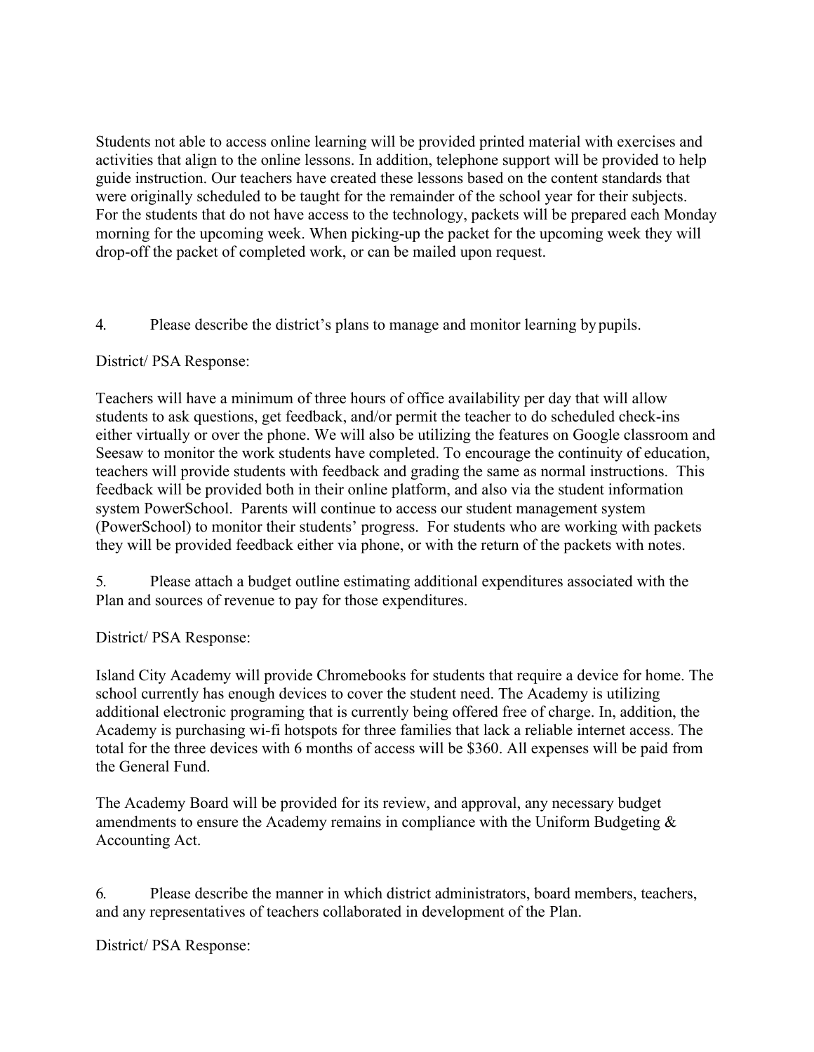Students not able to access online learning will be provided printed material with exercises and activities that align to the online lessons. In addition, telephone support will be provided to help guide instruction. Our teachers have created these lessons based on the content standards that were originally scheduled to be taught for the remainder of the school year for their subjects. For the students that do not have access to the technology, packets will be prepared each Monday morning for the upcoming week. When picking-up the packet for the upcoming week they will drop-off the packet of completed work, or can be mailed upon request.

4. Please describe the district's plans to manage and monitor learning by pupils.

District/ PSA Response:

Teachers will have a minimum of three hours of office availability per day that will allow students to ask questions, get feedback, and/or permit the teacher to do scheduled check-ins either virtually or over the phone. We will also be utilizing the features on Google classroom and Seesaw to monitor the work students have completed. To encourage the continuity of education, teachers will provide students with feedback and grading the same as normal instructions. This feedback will be provided both in their online platform, and also via the student information system PowerSchool. Parents will continue to access our student management system (PowerSchool) to monitor their students' progress. For students who are working with packets they will be provided feedback either via phone, or with the return of the packets with notes.

5. Please attach a budget outline estimating additional expenditures associated with the Plan and sources of revenue to pay for those expenditures.

District/ PSA Response:

Island City Academy will provide Chromebooks for students that require a device for home. The school currently has enough devices to cover the student need. The Academy is utilizing additional electronic programing that is currently being offered free of charge. In, addition, the Academy is purchasing wi-fi hotspots for three families that lack a reliable internet access. The total for the three devices with 6 months of access will be $360. All expenses will be paid from the General Fund.

The Academy Board will be provided for its review, and approval, any necessary budget amendments to ensure the Academy remains in compliance with the Uniform Budgeting & Accounting Act.

6. Please describe the manner in which district administrators, board members, teachers, and any representatives of teachers collaborated in development of the Plan.

District/ PSA Response: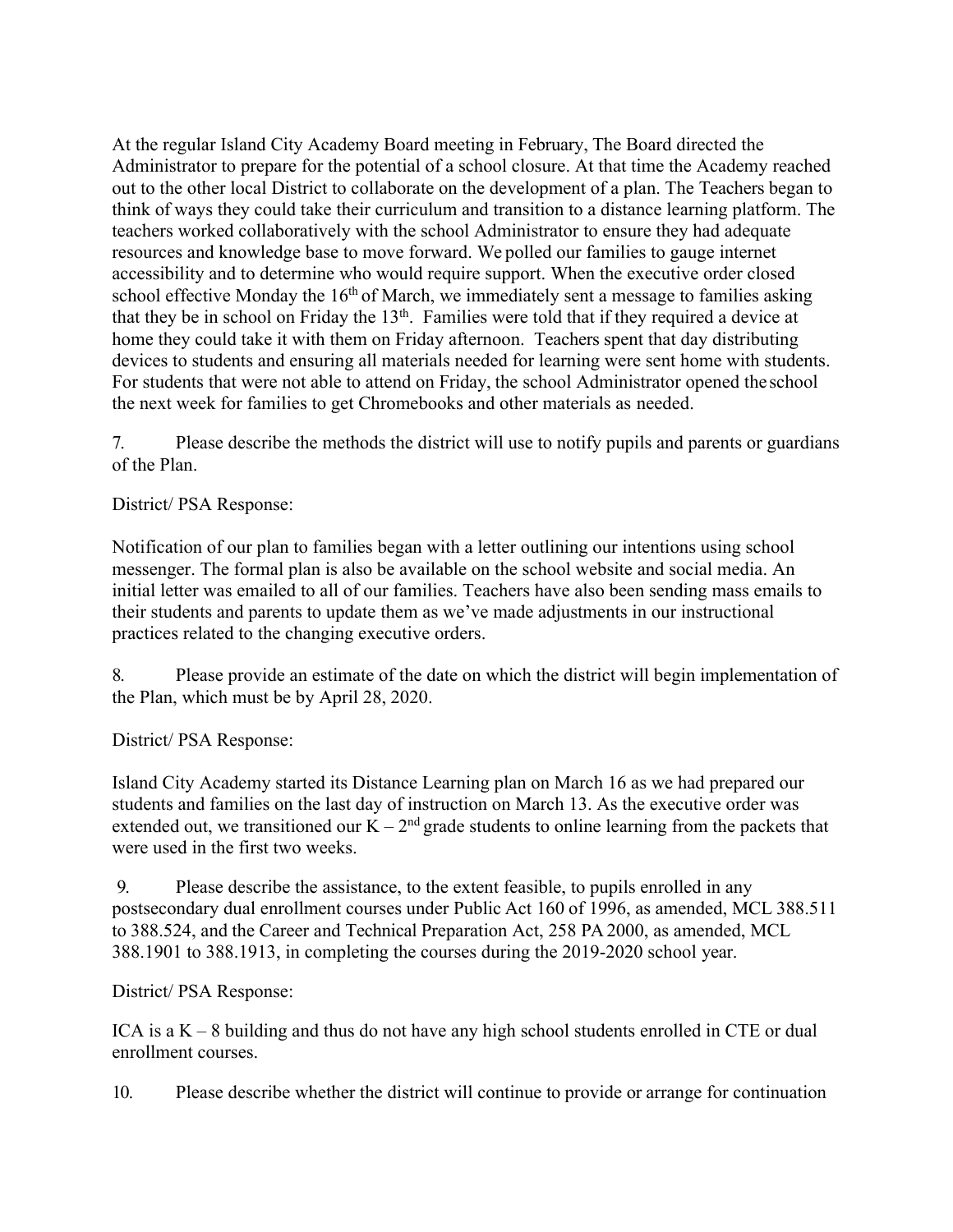At the regular Island City Academy Board meeting in February, The Board directed the Administrator to prepare for the potential of a school closure. At that time the Academy reached out to the other local District to collaborate on the development of a plan. The Teachers began to think of ways they could take their curriculum and transition to a distance learning platform. The teachers worked collaboratively with the school Administrator to ensure they had adequate resources and knowledge base to move forward. We polled our families to gauge internet accessibility and to determine who would require support. When the executive order closed school effective Monday the 16th of March, we immediately sent a message to families asking that they be in school on Friday the 13th. Families were told that if they required a device at home they could take it with them on Friday afternoon. Teachers spent that day distributing devices to students and ensuring all materials needed for learning were sent home with students. For students that were not able to attend on Friday, the school Administrator opened the school the next week for families to get Chromebooks and other materials as needed.

7. Please describe the methods the district will use to notify pupils and parents or guardians of the Plan.

District/ PSA Response:

Notification of our plan to families began with a letter outlining our intentions using school messenger. The formal plan is also be available on the school website and social media. An initial letter was emailed to all of our families. Teachers have also been sending mass emails to their students and parents to update them as we've made adjustments in our instructional practices related to the changing executive orders.

8. Please provide an estimate of the date on which the district will begin implementation of the Plan, which must be by April 28, 2020.

District/ PSA Response:

Island City Academy started its Distance Learning plan on March 16 as we had prepared our students and families on the last day of instruction on March 13. As the executive order was extended out, we transitioned our K – 2nd grade students to online learning from the packets that were used in the first two weeks.

9. Please describe the assistance, to the extent feasible, to pupils enrolled in any postsecondary dual enrollment courses under Public Act 160 of 1996, as amended, MCL 388.511 to 388.524, and the Career and Technical Preparation Act, 258 PA 2000, as amended, MCL 388.1901 to 388.1913, in completing the courses during the 2019-2020 school year.

District/ PSA Response:

ICA is a K – 8 building and thus do not have any high school students enrolled in CTE or dual enrollment courses.

10. Please describe whether the district will continue to provide or arrange for continuation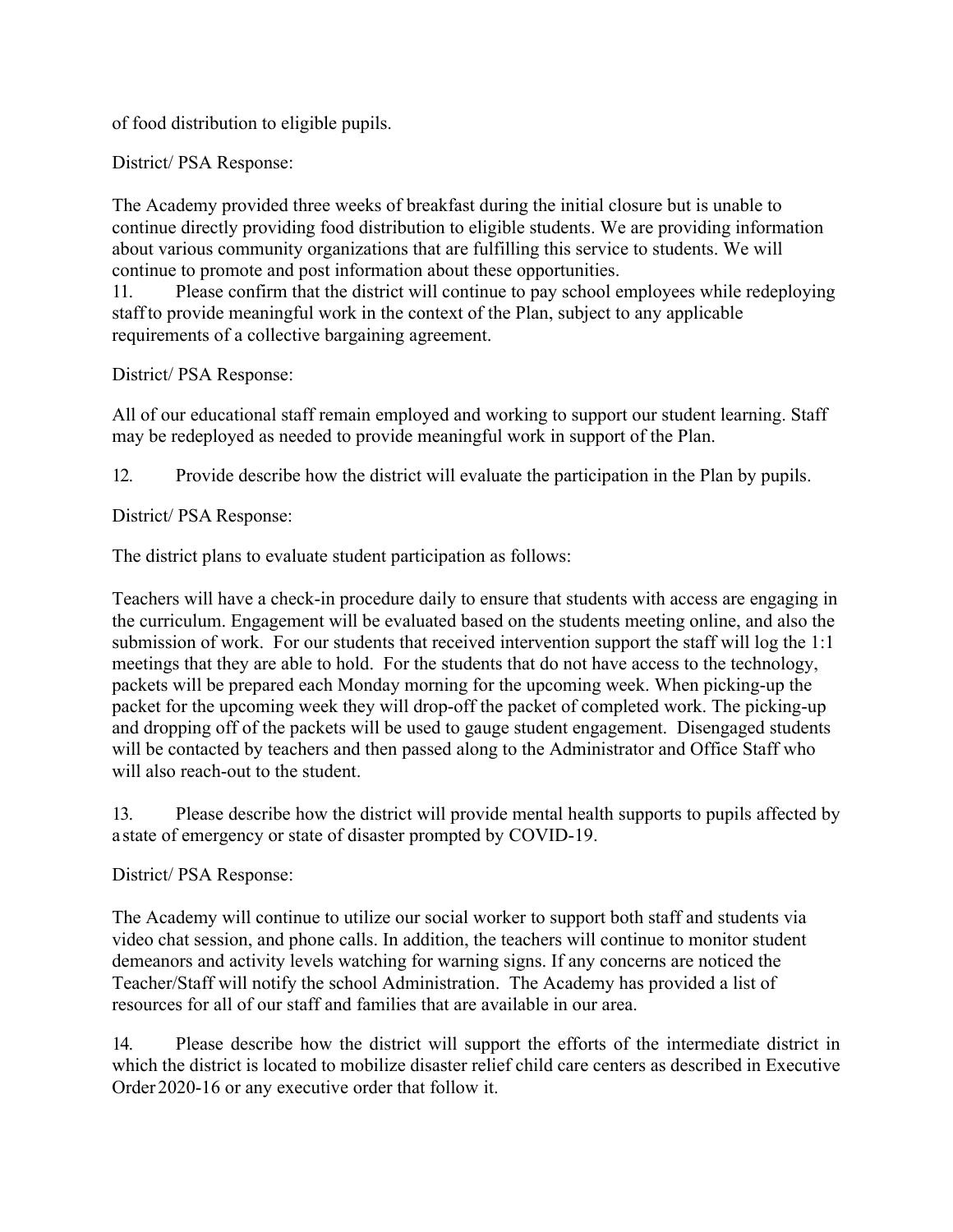of food distribution to eligible pupils.

District/ PSA Response:

The Academy provided three weeks of breakfast during the initial closure but is unable to continue directly providing food distribution to eligible students. We are providing information about various community organizations that are fulfilling this service to students. We will continue to promote and post information about these opportunities.

11. Please confirm that the district will continue to pay school employees while redeploying staff to provide meaningful work in the context of the Plan, subject to any applicable requirements of a collective bargaining agreement.

District/ PSA Response:

All of our educational staff remain employed and working to support our student learning. Staff may be redeployed as needed to provide meaningful work in support of the Plan.

12. Provide describe how the district will evaluate the participation in the Plan by pupils.

District/ PSA Response:

The district plans to evaluate student participation as follows:

Teachers will have a check-in procedure daily to ensure that students with access are engaging in the curriculum. Engagement will be evaluated based on the students meeting online, and also the submission of work. For our students that received intervention support the staff will log the 1:1 meetings that they are able to hold. For the students that do not have access to the technology, packets will be prepared each Monday morning for the upcoming week. When picking-up the packet for the upcoming week they will drop-off the packet of completed work. The picking-up and dropping off of the packets will be used to gauge student engagement. Disengaged students will be contacted by teachers and then passed along to the Administrator and Office Staff who will also reach-out to the student.

13. Please describe how the district will provide mental health supports to pupils affected by a state of emergency or state of disaster prompted by COVID-19.

District/ PSA Response:

The Academy will continue to utilize our social worker to support both staff and students via video chat session, and phone calls. In addition, the teachers will continue to monitor student demeanors and activity levels watching for warning signs. If any concerns are noticed the Teacher/Staff will notify the school Administration. The Academy has provided a list of resources for all of our staff and families that are available in our area.

14. Please describe how the district will support the efforts of the intermediate district in which the district is located to mobilize disaster relief child care centers as described in Executive Order 2020-16 or any executive order that follow it.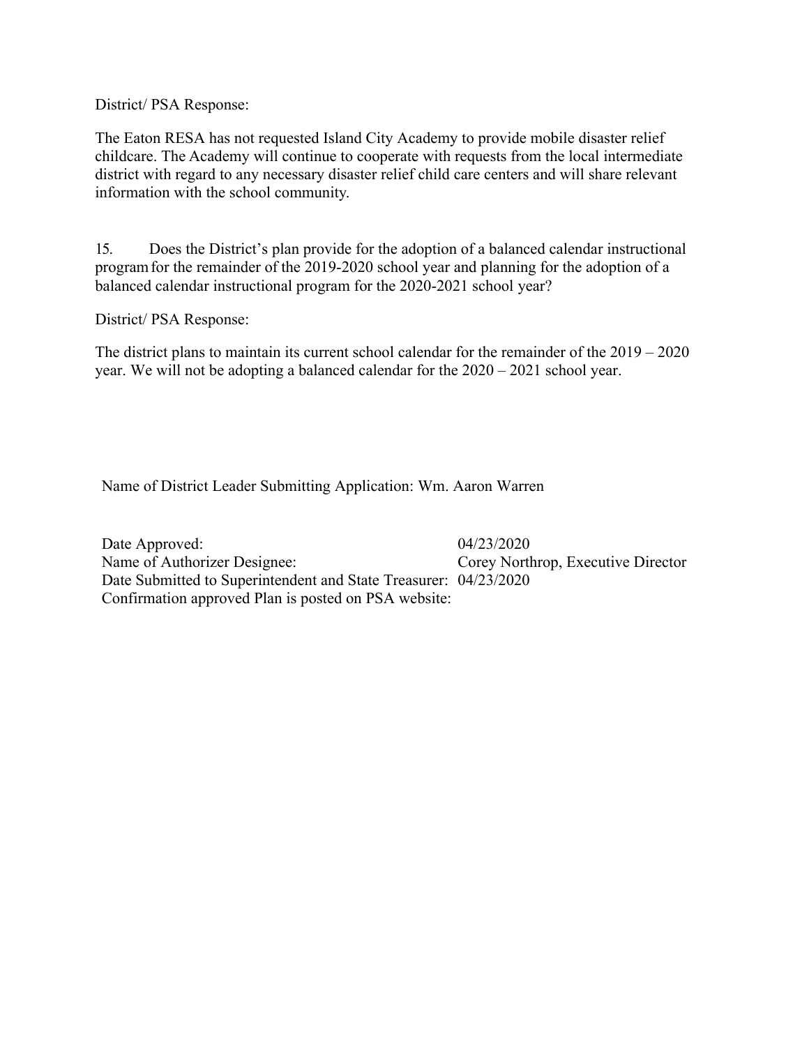District/ PSA Response:

The Eaton RESA has not requested Island City Academy to provide mobile disaster relief childcare. The Academy will continue to cooperate with requests from the local intermediate district with regard to any necessary disaster relief child care centers and will share relevant information with the school community.

15. Does the District's plan provide for the adoption of a balanced calendar instructional program for the remainder of the 2019-2020 school year and planning for the adoption of a balanced calendar instructional program for the 2020-2021 school year?

District/ PSA Response:

The district plans to maintain its current school calendar for the remainder of the 2019 – 2020 year. We will not be adopting a balanced calendar for the 2020 – 2021 school year.

Name of District Leader Submitting Application: Wm. Aaron Warren

| | |
|---|---|
| Date Approved: | 04/23/2020 |
| Name of Authorizer Designee: | Corey Northrop, Executive Director |
| Date Submitted to Superintendent and State Treasurer: | 04/23/2020 |
| Confirmation approved Plan is posted on PSA website: | |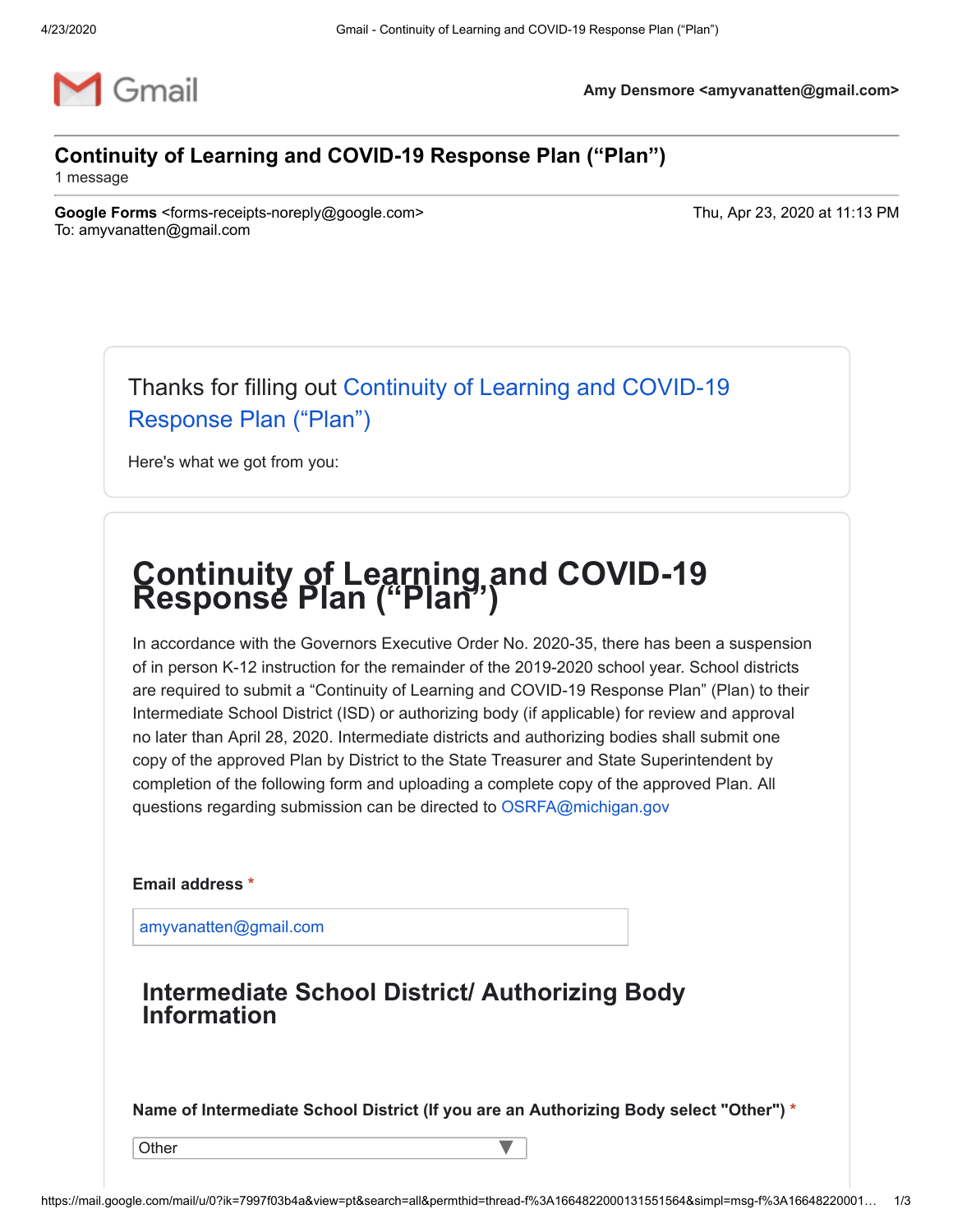Amy Densmore <amyvanatten@gmail.com>

# Continuity of Learning and COVID-19 Response Plan (“Plan”)

1 message

**Google Forms** <forms-receipts-noreply@google.com>
To: amyvanatten@gmail.com

Thu, Apr 23, 2020 at 11:13 PM

Thanks for filling out Continuity of Learning and COVID-19 Response Plan (“Plan”)

Here's what we got from you:

## Continuity of Learning and COVID-19 Response Plan (“Plan”)

In accordance with the Governors Executive Order No. 2020-35, there has been a suspension of in person K-12 instruction for the remainder of the 2019-2020 school year. School districts are required to submit a “Continuity of Learning and COVID-19 Response Plan” (Plan) to their Intermediate School District (ISD) or authorizing body (if applicable) for review and approval no later than April 28, 2020. Intermediate districts and authorizing bodies shall submit one copy of the approved Plan by District to the State Treasurer and State Superintendent by completion of the following form and uploading a complete copy of the approved Plan. All questions regarding submission can be directed to OSRFA@michigan.gov

**Email address** *

amyvanatten@gmail.com

### Intermediate School District/ Authorizing Body Information

**Name of Intermediate School District (If you are an Authorizing Body select "Other")** *

Other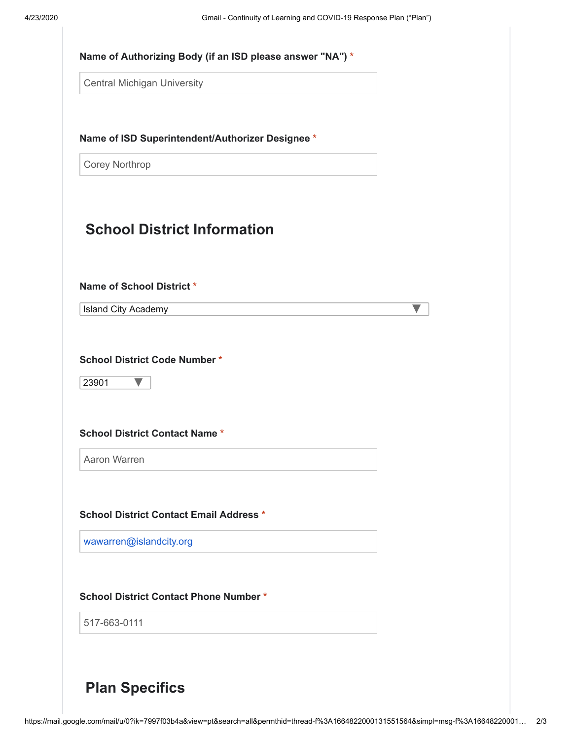**Name of Authorizing Body (if an ISD please answer "NA")** *

Central Michigan University

**Name of ISD Superintendent/Authorizer Designee** *

Corey Northrop

## School District Information

**Name of School District** *

Island City Academy

**School District Code Number** *

23901

**School District Contact Name** *

Aaron Warren

**School District Contact Email Address** *

wawarren@islandcity.org

**School District Contact Phone Number** *

517-663-0111

## Plan Specifics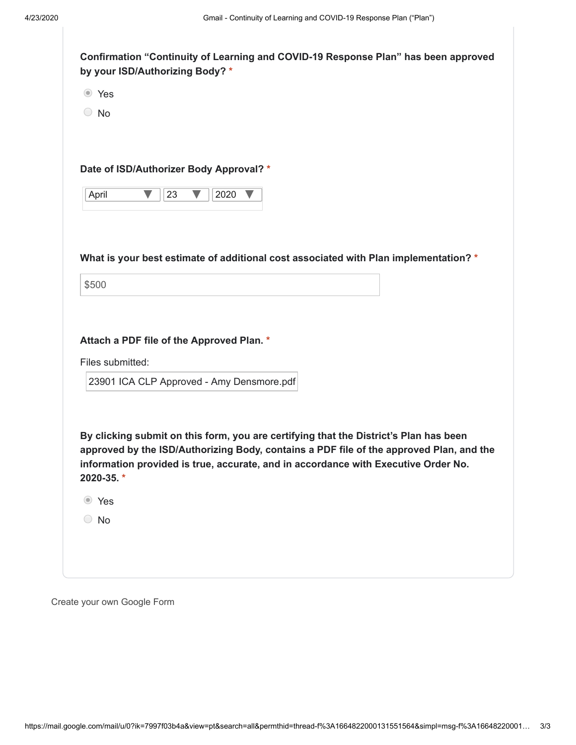**Confirmation "Continuity of Learning and COVID-19 Response Plan" has been approved by your ISD/Authorizing Body?** *

- (•) Yes
- ( ) No

**Date of ISD/Authorizer Body Approval?** *

April 23 2020

**What is your best estimate of additional cost associated with Plan implementation?** *

$500

**Attach a PDF file of the Approved Plan.** *

Files submitted:

23901 ICA CLP Approved - Amy Densmore.pdf

**By clicking submit on this form, you are certifying that the District's Plan has been approved by the ISD/Authorizing Body, contains a PDF file of the approved Plan, and the information provided is true, accurate, and in accordance with Executive Order No. 2020-35.** *

- (•) Yes
- ( ) No

Create your own Google Form